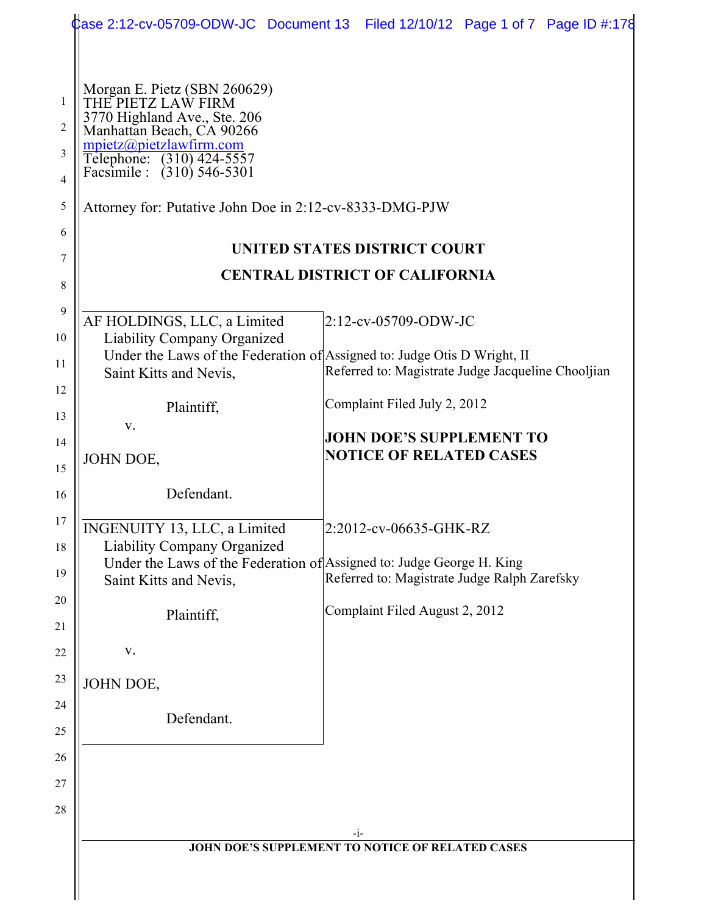Morgan E. Pietz (SBN 260629)
THE PIETZ LAW FIRM
3770 Highland Ave., Ste. 206
Manhattan Beach, CA 90266
mpietz@pietzlawfirm.com
Telephone: (310) 424-5557
Facsimile : (310) 546-5301

Attorney for: Putative John Doe in 2:12-cv-8333-DMG-PJW

**UNITED STATES DISTRICT COURT**

**CENTRAL DISTRICT OF CALIFORNIA**

| | |
|---|---|
| AF HOLDINGS, LLC, a Limited Liability Company Organized Under the Laws of the Federation of Saint Kitts and Nevis,<br><br>Plaintiff,<br><br>v.<br><br>JOHN DOE,<br><br>Defendant. | 2:12-cv-05709-ODW-JC<br><br>Assigned to: Judge Otis D Wright, II<br>Referred to: Magistrate Judge Jacqueline Chooljian<br><br>Complaint Filed July 2, 2012<br><br>**JOHN DOE'S SUPPLEMENT TO NOTICE OF RELATED CASES** |
| INGENUITY 13, LLC, a Limited Liability Company Organized Under the Laws of the Federation of Saint Kitts and Nevis,<br><br>Plaintiff,<br><br>v.<br><br>JOHN DOE,<br><br>Defendant. | 2:2012-cv-06635-GHK-RZ<br><br>Assigned to: Judge George H. King<br>Referred to: Magistrate Judge Ralph Zarefsky<br><br>Complaint Filed August 2, 2012 |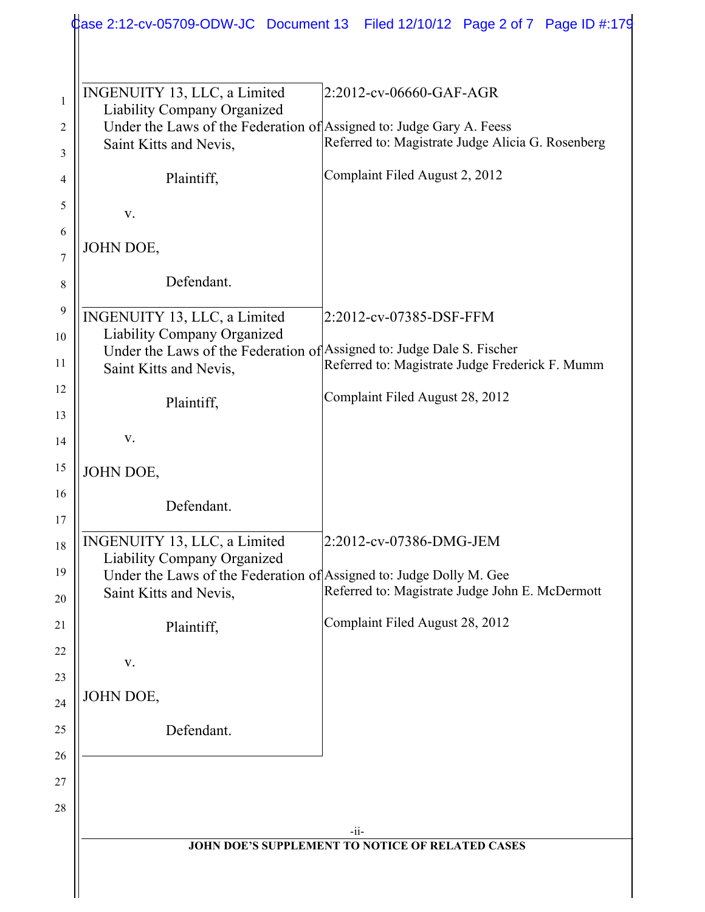| | |
|---|---|
| INGENUITY 13, LLC, a Limited Liability Company Organized Under the Laws of the Federation of Saint Kitts and Nevis,<br><br>Plaintiff,<br><br>v.<br><br>JOHN DOE,<br><br>Defendant. | 2:2012-cv-06660-GAF-AGR<br><br>Assigned to: Judge Gary A. Feess<br>Referred to: Magistrate Judge Alicia G. Rosenberg<br><br>Complaint Filed August 2, 2012 |
| INGENUITY 13, LLC, a Limited Liability Company Organized Under the Laws of the Federation of Saint Kitts and Nevis,<br><br>Plaintiff,<br><br>v.<br><br>JOHN DOE,<br><br>Defendant. | 2:2012-cv-07385-DSF-FFM<br><br>Assigned to: Judge Dale S. Fischer<br>Referred to: Magistrate Judge Frederick F. Mumm<br><br>Complaint Filed August 28, 2012 |
| INGENUITY 13, LLC, a Limited Liability Company Organized Under the Laws of the Federation of Saint Kitts and Nevis,<br><br>Plaintiff,<br><br>v.<br><br>JOHN DOE,<br><br>Defendant. | 2:2012-cv-07386-DMG-JEM<br><br>Assigned to: Judge Dolly M. Gee<br>Referred to: Magistrate Judge John E. McDermott<br><br>Complaint Filed August 28, 2012 |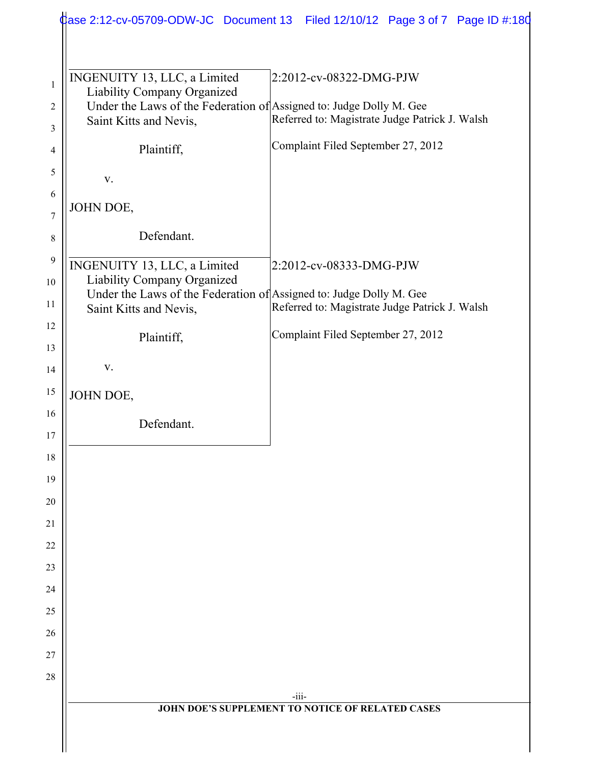| | |
|---|---|
| INGENUITY 13, LLC, a Limited Liability Company Organized Under the Laws of the Federation of Saint Kitts and Nevis,<br><br>Plaintiff,<br><br>v.<br><br>JOHN DOE,<br><br>Defendant. | 2:2012-cv-08322-DMG-PJW<br><br>Assigned to: Judge Dolly M. Gee<br>Referred to: Magistrate Judge Patrick J. Walsh<br><br>Complaint Filed September 27, 2012 |
| INGENUITY 13, LLC, a Limited Liability Company Organized Under the Laws of the Federation of Saint Kitts and Nevis,<br><br>Plaintiff,<br><br>v.<br><br>JOHN DOE,<br><br>Defendant. | 2:2012-cv-08333-DMG-PJW<br><br>Assigned to: Judge Dolly M. Gee<br>Referred to: Magistrate Judge Patrick J. Walsh<br><br>Complaint Filed September 27, 2012 |

-iii-

**JOHN DOE'S SUPPLEMENT TO NOTICE OF RELATED CASES**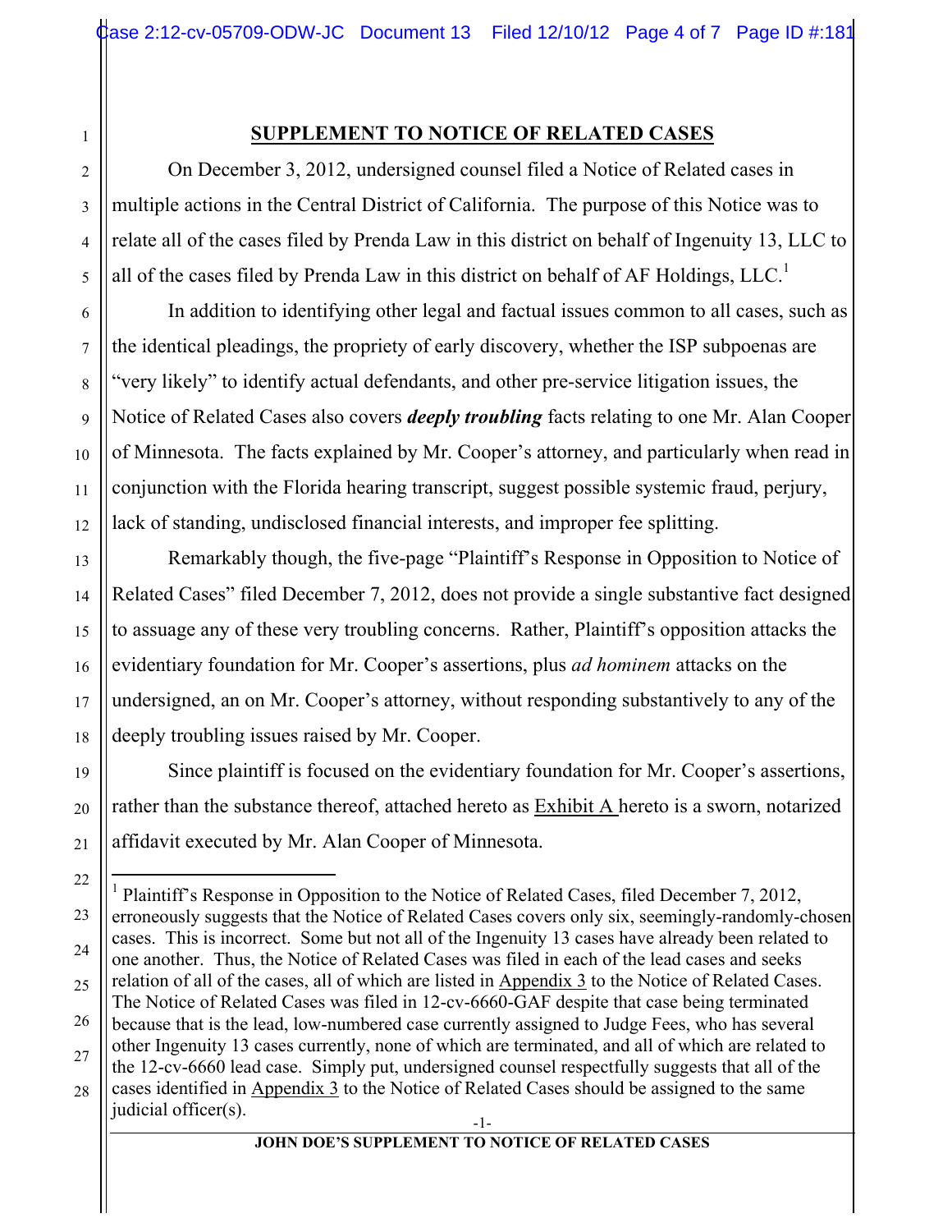## SUPPLEMENT TO NOTICE OF RELATED CASES

On December 3, 2012, undersigned counsel filed a Notice of Related cases in multiple actions in the Central District of California. The purpose of this Notice was to relate all of the cases filed by Prenda Law in this district on behalf of Ingenuity 13, LLC to all of the cases filed by Prenda Law in this district on behalf of AF Holdings, LLC.[1]

In addition to identifying other legal and factual issues common to all cases, such as the identical pleadings, the propriety of early discovery, whether the ISP subpoenas are "very likely" to identify actual defendants, and other pre-service litigation issues, the Notice of Related Cases also covers ***deeply troubling*** facts relating to one Mr. Alan Cooper of Minnesota. The facts explained by Mr. Cooper's attorney, and particularly when read in conjunction with the Florida hearing transcript, suggest possible systemic fraud, perjury, lack of standing, undisclosed financial interests, and improper fee splitting.

Remarkably though, the five-page "Plaintiff's Response in Opposition to Notice of Related Cases" filed December 7, 2012, does not provide a single substantive fact designed to assuage any of these very troubling concerns. Rather, Plaintiff's opposition attacks the evidentiary foundation for Mr. Cooper's assertions, plus *ad hominem* attacks on the undersigned, an on Mr. Cooper's attorney, without responding substantively to any of the deeply troubling issues raised by Mr. Cooper.

Since plaintiff is focused on the evidentiary foundation for Mr. Cooper's assertions, rather than the substance thereof, attached hereto as Exhibit A hereto is a sworn, notarized affidavit executed by Mr. Alan Cooper of Minnesota.

---

[1] Plaintiff's Response in Opposition to the Notice of Related Cases, filed December 7, 2012, erroneously suggests that the Notice of Related Cases covers only six, seemingly-randomly-chosen cases. This is incorrect. Some but not all of the Ingenuity 13 cases have already been related to one another. Thus, the Notice of Related Cases was filed in each of the lead cases and seeks relation of all of the cases, all of which are listed in Appendix 3 to the Notice of Related Cases. The Notice of Related Cases was filed in 12-cv-6660-GAF despite that case being terminated because that is the lead, low-numbered case currently assigned to Judge Fees, who has several other Ingenuity 13 cases currently, none of which are terminated, and all of which are related to the 12-cv-6660 lead case. Simply put, undersigned counsel respectfully suggests that all of the cases identified in Appendix 3 to the Notice of Related Cases should be assigned to the same judicial officer(s).

JOHN DOE'S SUPPLEMENT TO NOTICE OF RELATED CASES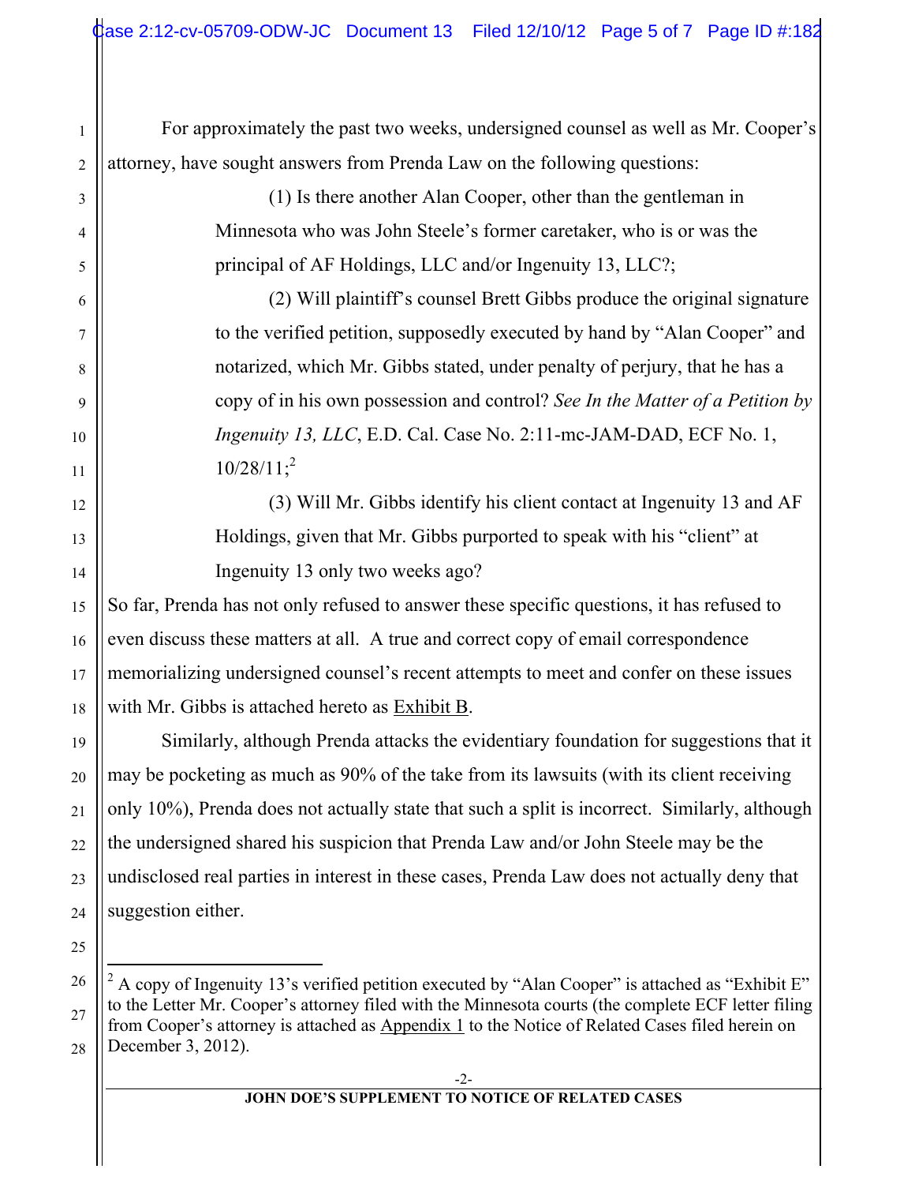For approximately the past two weeks, undersigned counsel as well as Mr. Cooper's attorney, have sought answers from Prenda Law on the following questions:

> (1) Is there another Alan Cooper, other than the gentleman in Minnesota who was John Steele's former caretaker, who is or was the principal of AF Holdings, LLC and/or Ingenuity 13, LLC?;
>
> (2) Will plaintiff's counsel Brett Gibbs produce the original signature to the verified petition, supposedly executed by hand by "Alan Cooper" and notarized, which Mr. Gibbs stated, under penalty of perjury, that he has a copy of in his own possession and control? *See In the Matter of a Petition by Ingenuity 13, LLC*, E.D. Cal. Case No. 2:11-mc-JAM-DAD, ECF No. 1, 10/28/11;[2]
>
> (3) Will Mr. Gibbs identify his client contact at Ingenuity 13 and AF Holdings, given that Mr. Gibbs purported to speak with his "client" at Ingenuity 13 only two weeks ago?

So far, Prenda has not only refused to answer these specific questions, it has refused to even discuss these matters at all. A true and correct copy of email correspondence memorializing undersigned counsel's recent attempts to meet and confer on these issues with Mr. Gibbs is attached hereto as Exhibit B.

Similarly, although Prenda attacks the evidentiary foundation for suggestions that it may be pocketing as much as 90% of the take from its lawsuits (with its client receiving only 10%), Prenda does not actually state that such a split is incorrect. Similarly, although the undersigned shared his suspicion that Prenda Law and/or John Steele may be the undisclosed real parties in interest in these cases, Prenda Law does not actually deny that suggestion either.

---

[2] A copy of Ingenuity 13's verified petition executed by "Alan Cooper" is attached as "Exhibit E" to the Letter Mr. Cooper's attorney filed with the Minnesota courts (the complete ECF letter filing from Cooper's attorney is attached as Appendix 1 to the Notice of Related Cases filed herein on December 3, 2012).

JOHN DOE'S SUPPLEMENT TO NOTICE OF RELATED CASES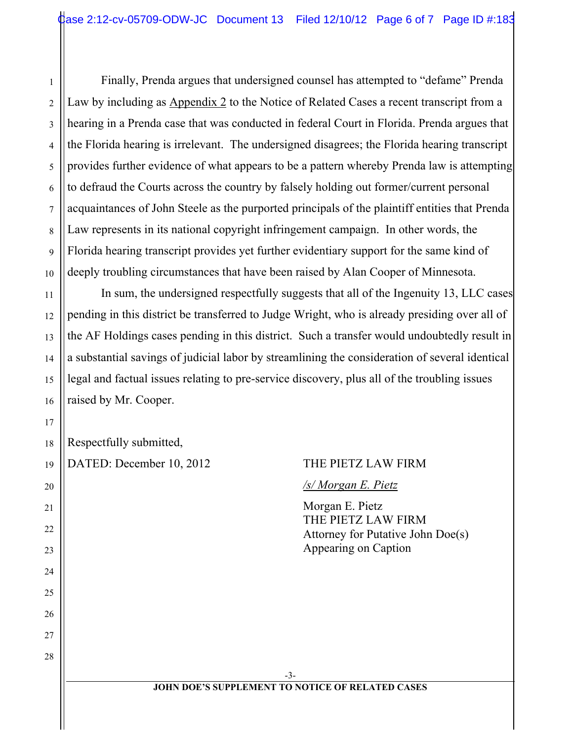Finally, Prenda argues that undersigned counsel has attempted to "defame" Prenda Law by including as Appendix 2 to the Notice of Related Cases a recent transcript from a hearing in a Prenda case that was conducted in federal Court in Florida. Prenda argues that the Florida hearing is irrelevant. The undersigned disagrees; the Florida hearing transcript provides further evidence of what appears to be a pattern whereby Prenda law is attempting to defraud the Courts across the country by falsely holding out former/current personal acquaintances of John Steele as the purported principals of the plaintiff entities that Prenda Law represents in its national copyright infringement campaign. In other words, the Florida hearing transcript provides yet further evidentiary support for the same kind of deeply troubling circumstances that have been raised by Alan Cooper of Minnesota.

In sum, the undersigned respectfully suggests that all of the Ingenuity 13, LLC cases pending in this district be transferred to Judge Wright, who is already presiding over all of the AF Holdings cases pending in this district. Such a transfer would undoubtedly result in a substantial savings of judicial labor by streamlining the consideration of several identical legal and factual issues relating to pre-service discovery, plus all of the troubling issues raised by Mr. Cooper.

Respectfully submitted,

DATED: December 10, 2012

THE PIETZ LAW FIRM

*/s/ Morgan E. Pietz*

Morgan E. Pietz
THE PIETZ LAW FIRM
Attorney for Putative John Doe(s)
Appearing on Caption

**JOHN DOE'S SUPPLEMENT TO NOTICE OF RELATED CASES**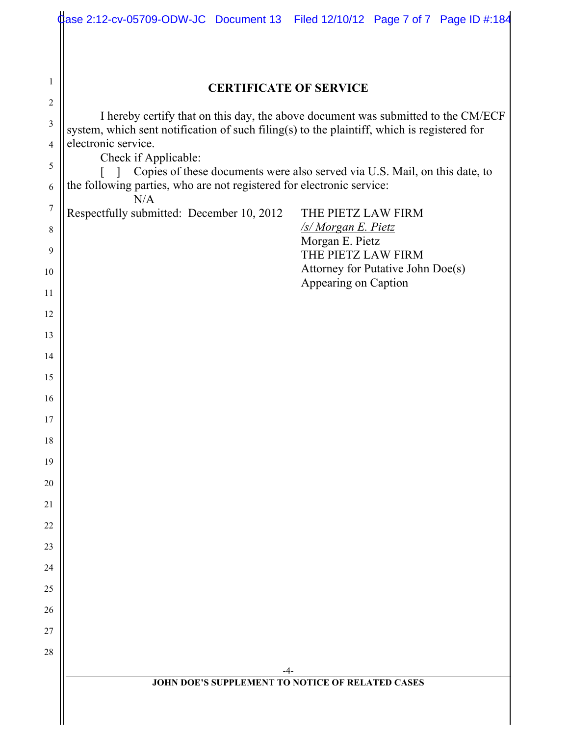## CERTIFICATE OF SERVICE

I hereby certify that on this day, the above document was submitted to the CM/ECF system, which sent notification of such filing(s) to the plaintiff, which is registered for electronic service.

Check if Applicable:

[ ] Copies of these documents were also served via U.S. Mail, on this date, to the following parties, who are not registered for electronic service:

N/A

Respectfully submitted: December 10, 2012

THE PIETZ LAW FIRM

*/s/ Morgan E. Pietz*

Morgan E. Pietz
THE PIETZ LAW FIRM
Attorney for Putative John Doe(s)
Appearing on Caption

**JOHN DOE'S SUPPLEMENT TO NOTICE OF RELATED CASES**